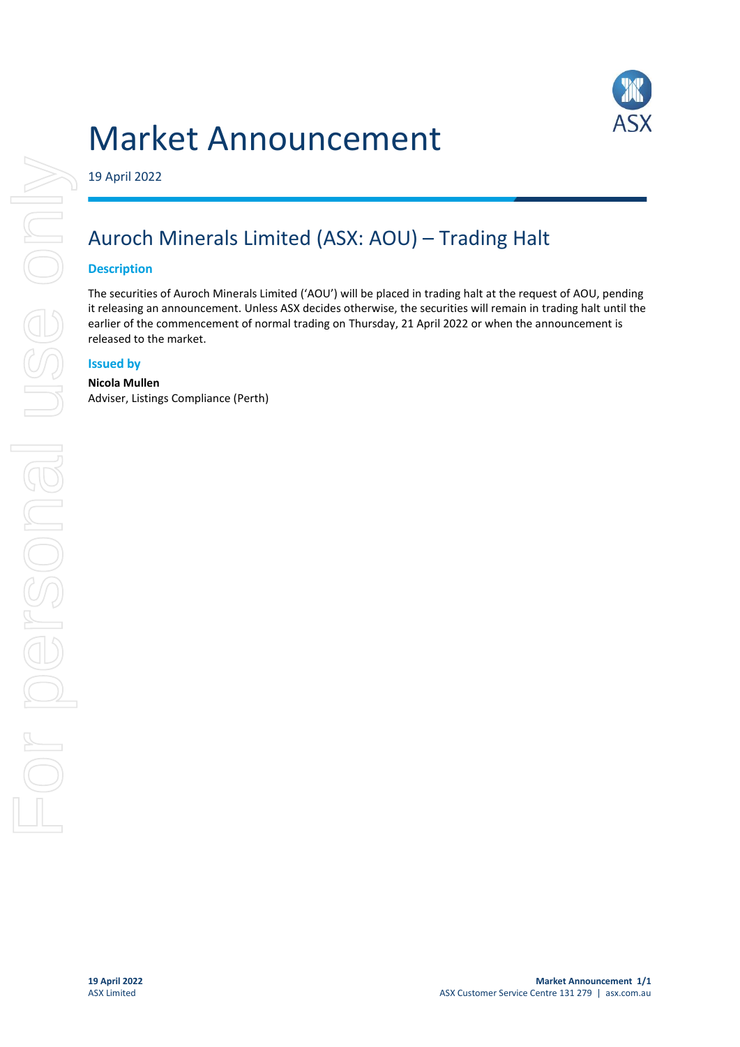# Market Announcement

19 April 2022

## Auroch Minerals Limited (ASX: AOU) – Trading Halt

### Description

The securities of Auroch Minerals Limited ('AOU') will be placed in trading halt at the request of AOU, pending it releasing an announcement. Unless ASX decides otherwise, the securities will remain in trading halt until the earlier of the commencement of normal trading on Thursday, 21 April 2022 or when the announcement is released to the market.

### Issued by

**Nicola Mullen**
Adviser, Listings Compliance (Perth)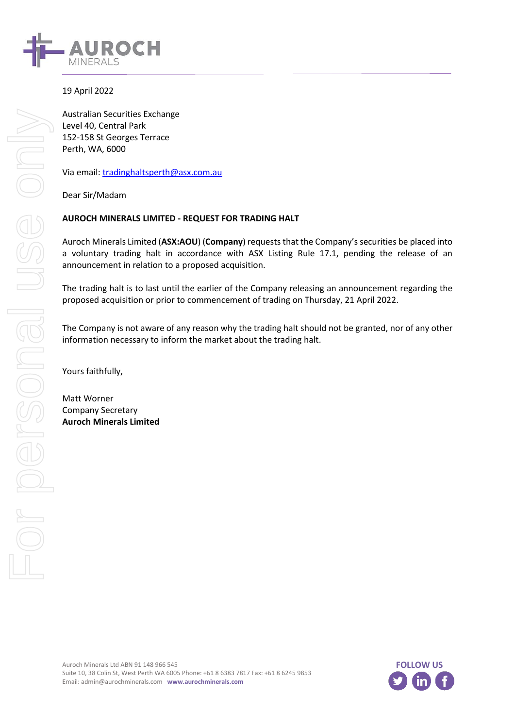19 April 2022

Australian Securities Exchange
Level 40, Central Park
152-158 St Georges Terrace
Perth, WA, 6000

Via email: tradinghaltsperth@asx.com.au

Dear Sir/Madam

**AUROCH MINERALS LIMITED - REQUEST FOR TRADING HALT**

Auroch Minerals Limited (**ASX:AOU**) (**Company**) requests that the Company's securities be placed into a voluntary trading halt in accordance with ASX Listing Rule 17.1, pending the release of an announcement in relation to a proposed acquisition.

The trading halt is to last until the earlier of the Company releasing an announcement regarding the proposed acquisition or prior to commencement of trading on Thursday, 21 April 2022.

The Company is not aware of any reason why the trading halt should not be granted, nor of any other information necessary to inform the market about the trading halt.

Yours faithfully,

Matt Worner
Company Secretary
**Auroch Minerals Limited**

Auroch Minerals Ltd ABN 91 148 966 545
Suite 10, 38 Colin St, West Perth WA 6005 Phone: +61 8 6383 7817 Fax: +61 8 6245 9853
Email: admin@aurochminerals.com **www.aurochminerals.com**